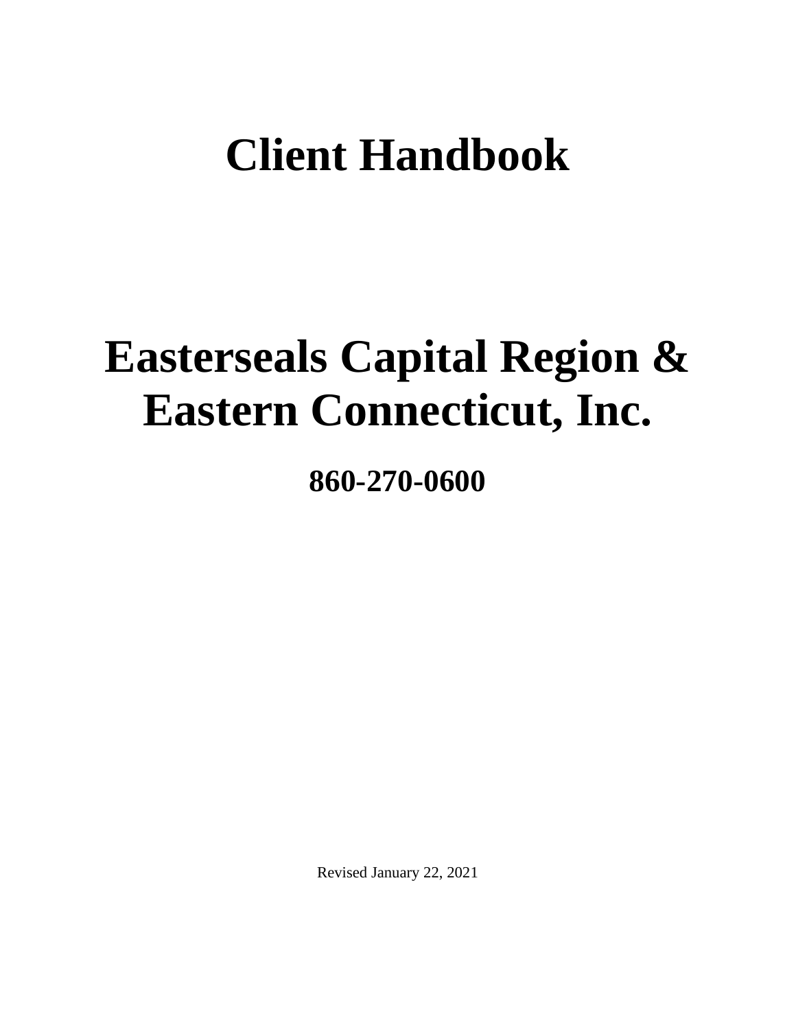# Client Handbook

# Easterseals Capital Region & Eastern Connecticut, Inc.

## 860-270-0600

Revised January 22, 2021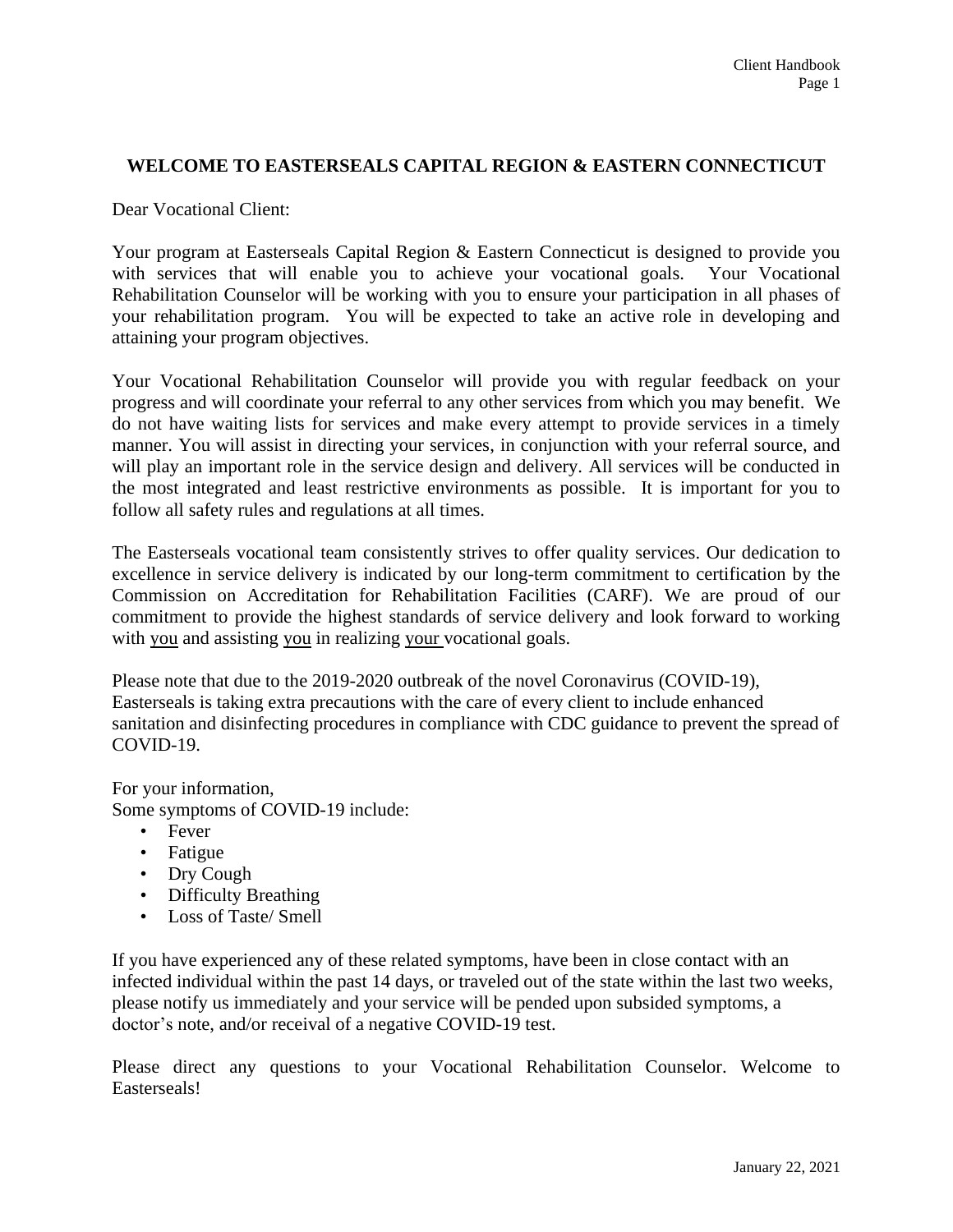# WELCOME TO EASTERSEALS CAPITAL REGION & EASTERN CONNECTICUT

Dear Vocational Client:

Your program at Easterseals Capital Region & Eastern Connecticut is designed to provide you with services that will enable you to achieve your vocational goals. Your Vocational Rehabilitation Counselor will be working with you to ensure your participation in all phases of your rehabilitation program. You will be expected to take an active role in developing and attaining your program objectives.

Your Vocational Rehabilitation Counselor will provide you with regular feedback on your progress and will coordinate your referral to any other services from which you may benefit. We do not have waiting lists for services and make every attempt to provide services in a timely manner. You will assist in directing your services, in conjunction with your referral source, and will play an important role in the service design and delivery. All services will be conducted in the most integrated and least restrictive environments as possible. It is important for you to follow all safety rules and regulations at all times.

The Easterseals vocational team consistently strives to offer quality services. Our dedication to excellence in service delivery is indicated by our long-term commitment to certification by the Commission on Accreditation for Rehabilitation Facilities (CARF). We are proud of our commitment to provide the highest standards of service delivery and look forward to working with <u>you</u> and assisting <u>you</u> in realizing <u>your</u> vocational goals.

Please note that due to the 2019-2020 outbreak of the novel Coronavirus (COVID-19), Easterseals is taking extra precautions with the care of every client to include enhanced sanitation and disinfecting procedures in compliance with CDC guidance to prevent the spread of COVID-19.

For your information,
Some symptoms of COVID-19 include:

- Fever
- Fatigue
- Dry Cough
- Difficulty Breathing
- Loss of Taste/ Smell

If you have experienced any of these related symptoms, have been in close contact with an infected individual within the past 14 days, or traveled out of the state within the last two weeks, please notify us immediately and your service will be pended upon subsided symptoms, a doctor's note, and/or receival of a negative COVID-19 test.

Please direct any questions to your Vocational Rehabilitation Counselor. Welcome to Easterseals!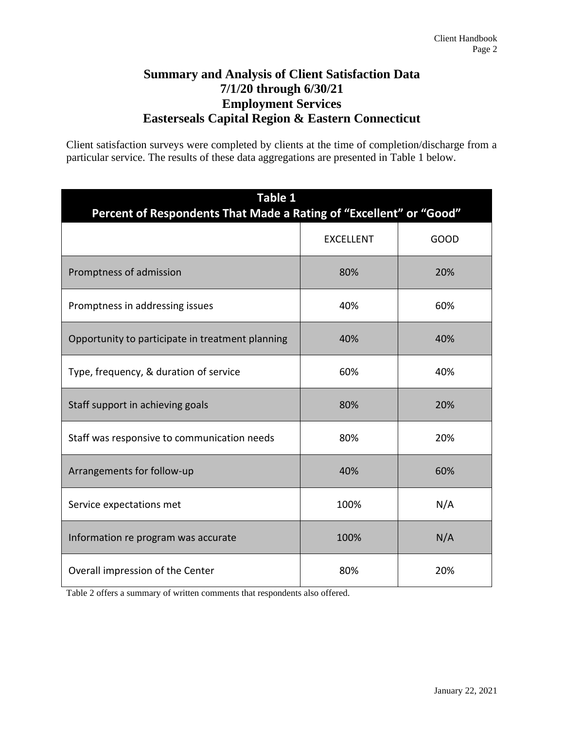# Summary and Analysis of Client Satisfaction Data
## 7/1/20 through 6/30/21
## Employment Services
## Easterseals Capital Region & Eastern Connecticut

Client satisfaction surveys were completed by clients at the time of completion/discharge from a particular service. The results of these data aggregations are presented in Table 1 below.

**Table 1**
**Percent of Respondents That Made a Rating of "Excellent" or "Good"**

| | EXCELLENT | GOOD |
|---|---|---|
| Promptness of admission | 80% | 20% |
| Promptness in addressing issues | 40% | 60% |
| Opportunity to participate in treatment planning | 40% | 40% |
| Type, frequency, & duration of service | 60% | 40% |
| Staff support in achieving goals | 80% | 20% |
| Staff was responsive to communication needs | 80% | 20% |
| Arrangements for follow-up | 40% | 60% |
| Service expectations met | 100% | N/A |
| Information re program was accurate | 100% | N/A |
| Overall impression of the Center | 80% | 20% |

Table 2 offers a summary of written comments that respondents also offered.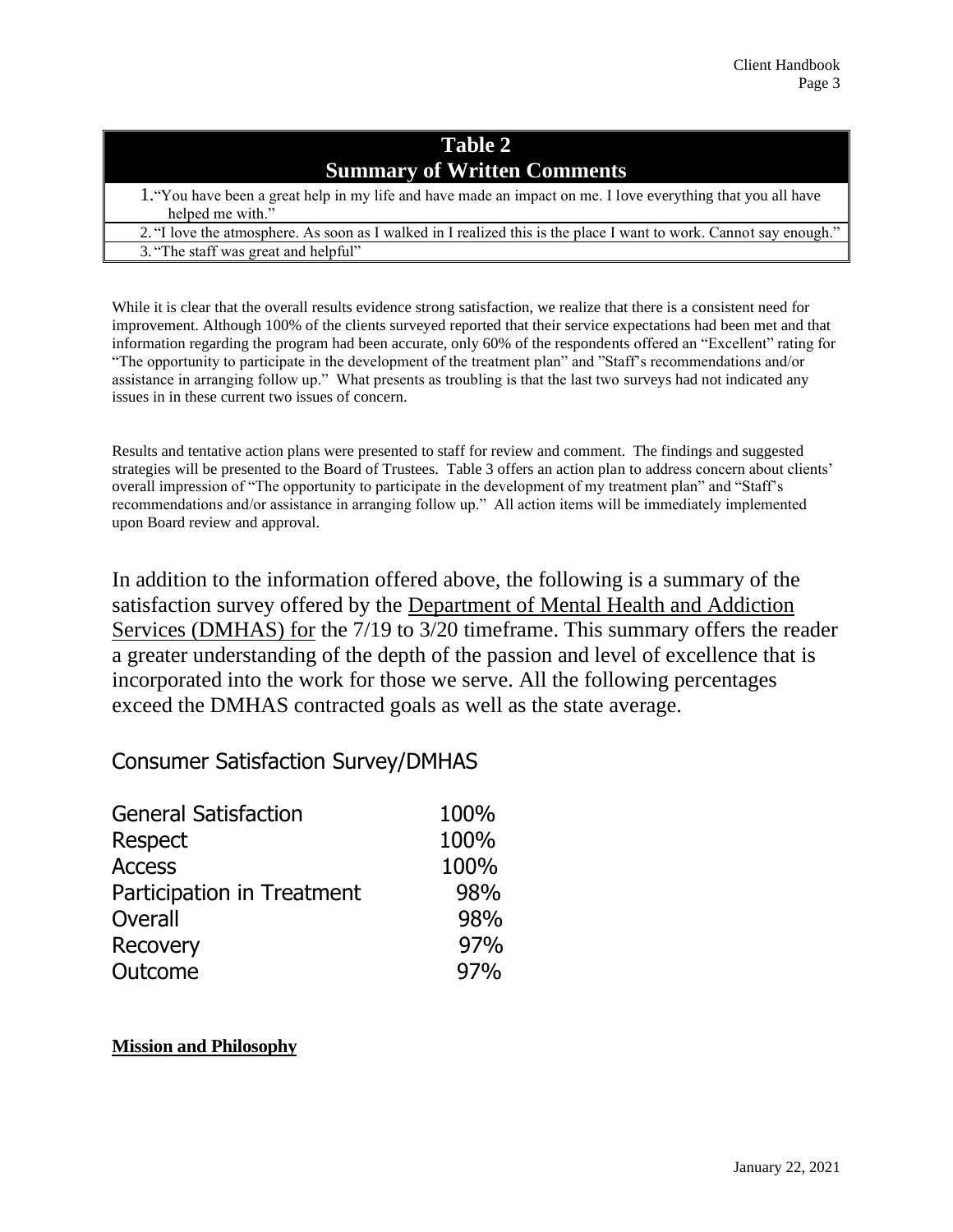| Table 2 Summary of Written Comments |
|---|
| 1. "You have been a great help in my life and have made an impact on me. I love everything that you all have helped me with." |
| 2. "I love the atmosphere. As soon as I walked in I realized this is the place I want to work. Cannot say enough." |
| 3. "The staff was great and helpful" |

While it is clear that the overall results evidence strong satisfaction, we realize that there is a consistent need for improvement. Although 100% of the clients surveyed reported that their service expectations had been met and that information regarding the program had been accurate, only 60% of the respondents offered an "Excellent" rating for "The opportunity to participate in the development of the treatment plan" and "Staff's recommendations and/or assistance in arranging follow up." What presents as troubling is that the last two surveys had not indicated any issues in in these current two issues of concern.

Results and tentative action plans were presented to staff for review and comment. The findings and suggested strategies will be presented to the Board of Trustees. Table 3 offers an action plan to address concern about clients' overall impression of "The opportunity to participate in the development of my treatment plan" and "Staff's recommendations and/or assistance in arranging follow up." All action items will be immediately implemented upon Board review and approval.

In addition to the information offered above, the following is a summary of the satisfaction survey offered by the Department of Mental Health and Addiction Services (DMHAS) for the 7/19 to 3/20 timeframe. This summary offers the reader a greater understanding of the depth of the passion and level of excellence that is incorporated into the work for those we serve. All the following percentages exceed the DMHAS contracted goals as well as the state average.

Consumer Satisfaction Survey/DMHAS

| | |
|---|---|
| General Satisfaction | 100% |
| Respect | 100% |
| Access | 100% |
| Participation in Treatment | 98% |
| Overall | 98% |
| Recovery | 97% |
| Outcome | 97% |

**Mission and Philosophy**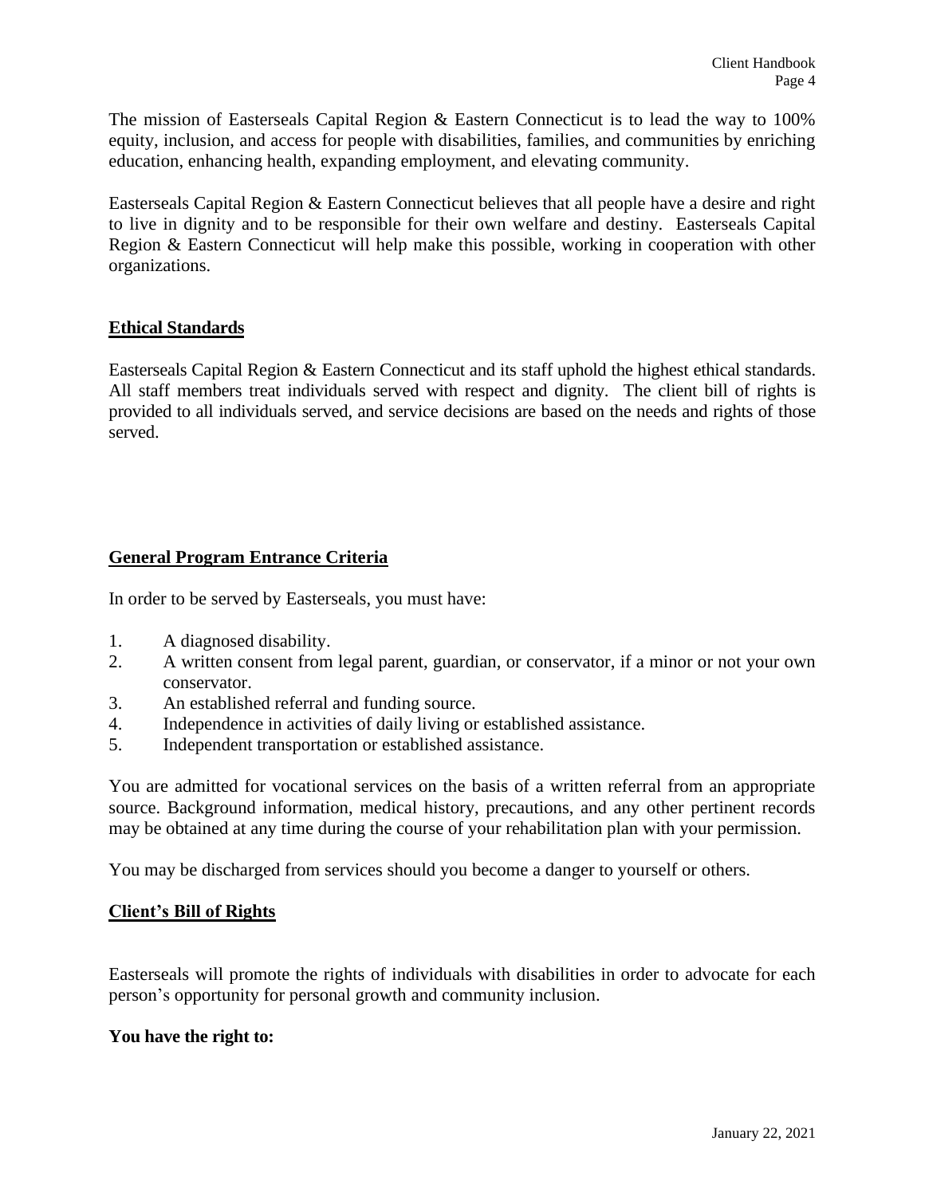The mission of Easterseals Capital Region & Eastern Connecticut is to lead the way to 100% equity, inclusion, and access for people with disabilities, families, and communities by enriching education, enhancing health, expanding employment, and elevating community.

Easterseals Capital Region & Eastern Connecticut believes that all people have a desire and right to live in dignity and to be responsible for their own welfare and destiny. Easterseals Capital Region & Eastern Connecticut will help make this possible, working in cooperation with other organizations.

## Ethical Standards

Easterseals Capital Region & Eastern Connecticut and its staff uphold the highest ethical standards. All staff members treat individuals served with respect and dignity. The client bill of rights is provided to all individuals served, and service decisions are based on the needs and rights of those served.

## General Program Entrance Criteria

In order to be served by Easterseals, you must have:

1. A diagnosed disability.
2. A written consent from legal parent, guardian, or conservator, if a minor or not your own conservator.
3. An established referral and funding source.
4. Independence in activities of daily living or established assistance.
5. Independent transportation or established assistance.

You are admitted for vocational services on the basis of a written referral from an appropriate source. Background information, medical history, precautions, and any other pertinent records may be obtained at any time during the course of your rehabilitation plan with your permission.

You may be discharged from services should you become a danger to yourself or others.

## Client's Bill of Rights

Easterseals will promote the rights of individuals with disabilities in order to advocate for each person's opportunity for personal growth and community inclusion.

**You have the right to:**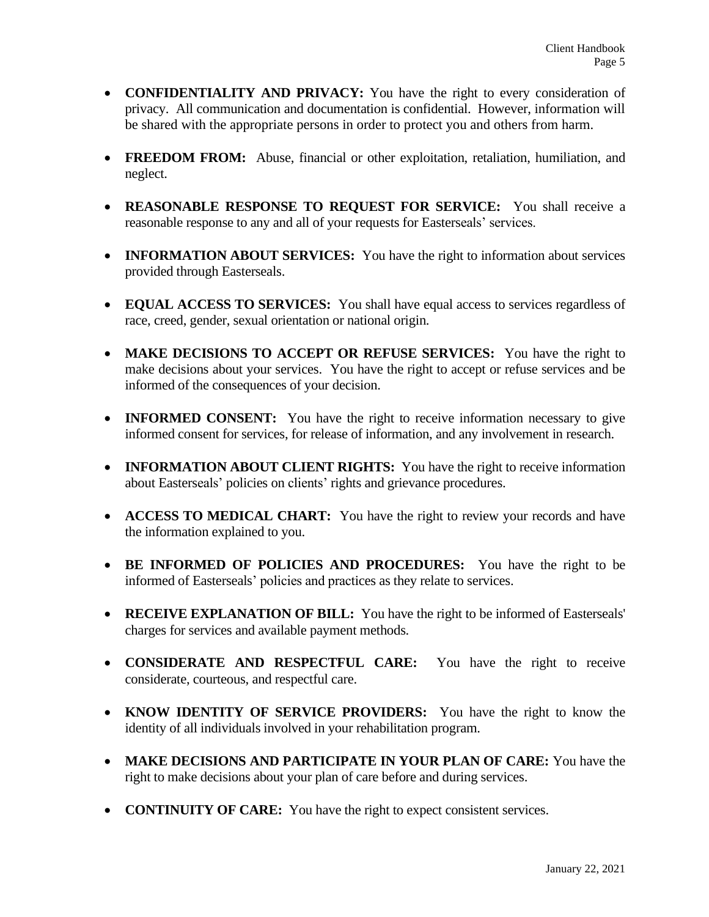- **CONFIDENTIALITY AND PRIVACY:** You have the right to every consideration of privacy. All communication and documentation is confidential. However, information will be shared with the appropriate persons in order to protect you and others from harm.

- **FREEDOM FROM:** Abuse, financial or other exploitation, retaliation, humiliation, and neglect.

- **REASONABLE RESPONSE TO REQUEST FOR SERVICE:** You shall receive a reasonable response to any and all of your requests for Easterseals' services.

- **INFORMATION ABOUT SERVICES:** You have the right to information about services provided through Easterseals.

- **EQUAL ACCESS TO SERVICES:** You shall have equal access to services regardless of race, creed, gender, sexual orientation or national origin.

- **MAKE DECISIONS TO ACCEPT OR REFUSE SERVICES:** You have the right to make decisions about your services. You have the right to accept or refuse services and be informed of the consequences of your decision.

- **INFORMED CONSENT:** You have the right to receive information necessary to give informed consent for services, for release of information, and any involvement in research.

- **INFORMATION ABOUT CLIENT RIGHTS:** You have the right to receive information about Easterseals' policies on clients' rights and grievance procedures.

- **ACCESS TO MEDICAL CHART:** You have the right to review your records and have the information explained to you.

- **BE INFORMED OF POLICIES AND PROCEDURES:** You have the right to be informed of Easterseals' policies and practices as they relate to services.

- **RECEIVE EXPLANATION OF BILL:** You have the right to be informed of Easterseals' charges for services and available payment methods.

- **CONSIDERATE AND RESPECTFUL CARE:** You have the right to receive considerate, courteous, and respectful care.

- **KNOW IDENTITY OF SERVICE PROVIDERS:** You have the right to know the identity of all individuals involved in your rehabilitation program.

- **MAKE DECISIONS AND PARTICIPATE IN YOUR PLAN OF CARE:** You have the right to make decisions about your plan of care before and during services.

- **CONTINUITY OF CARE:** You have the right to expect consistent services.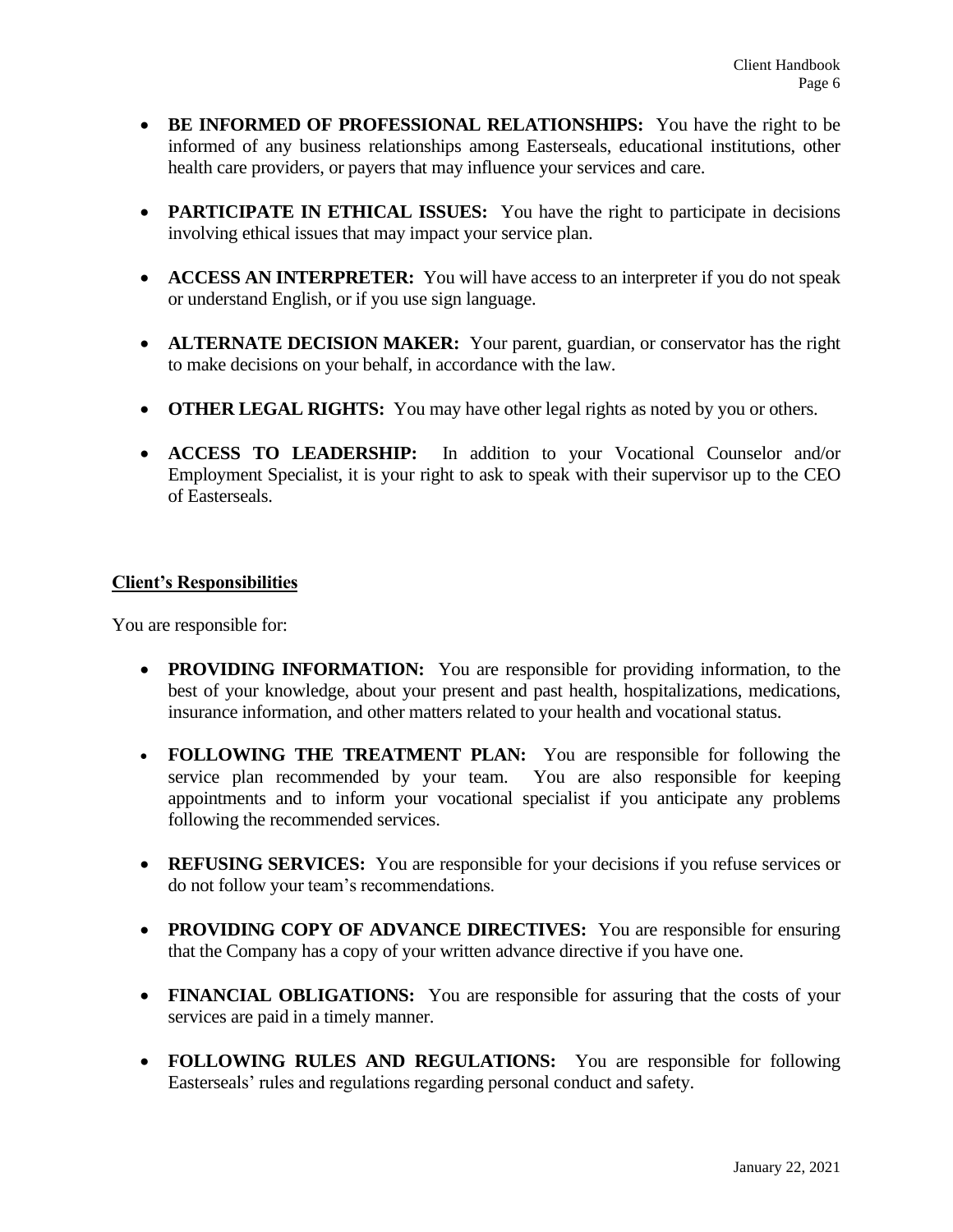- **BE INFORMED OF PROFESSIONAL RELATIONSHIPS:** You have the right to be informed of any business relationships among Easterseals, educational institutions, other health care providers, or payers that may influence your services and care.

- **PARTICIPATE IN ETHICAL ISSUES:** You have the right to participate in decisions involving ethical issues that may impact your service plan.

- **ACCESS AN INTERPRETER:** You will have access to an interpreter if you do not speak or understand English, or if you use sign language.

- **ALTERNATE DECISION MAKER:** Your parent, guardian, or conservator has the right to make decisions on your behalf, in accordance with the law.

- **OTHER LEGAL RIGHTS:** You may have other legal rights as noted by you or others.

- **ACCESS TO LEADERSHIP:** In addition to your Vocational Counselor and/or Employment Specialist, it is your right to ask to speak with their supervisor up to the CEO of Easterseals.

## Client's Responsibilities

You are responsible for:

- **PROVIDING INFORMATION:** You are responsible for providing information, to the best of your knowledge, about your present and past health, hospitalizations, medications, insurance information, and other matters related to your health and vocational status.

- **FOLLOWING THE TREATMENT PLAN:** You are responsible for following the service plan recommended by your team. You are also responsible for keeping appointments and to inform your vocational specialist if you anticipate any problems following the recommended services.

- **REFUSING SERVICES:** You are responsible for your decisions if you refuse services or do not follow your team's recommendations.

- **PROVIDING COPY OF ADVANCE DIRECTIVES:** You are responsible for ensuring that the Company has a copy of your written advance directive if you have one.

- **FINANCIAL OBLIGATIONS:** You are responsible for assuring that the costs of your services are paid in a timely manner.

- **FOLLOWING RULES AND REGULATIONS:** You are responsible for following Easterseals' rules and regulations regarding personal conduct and safety.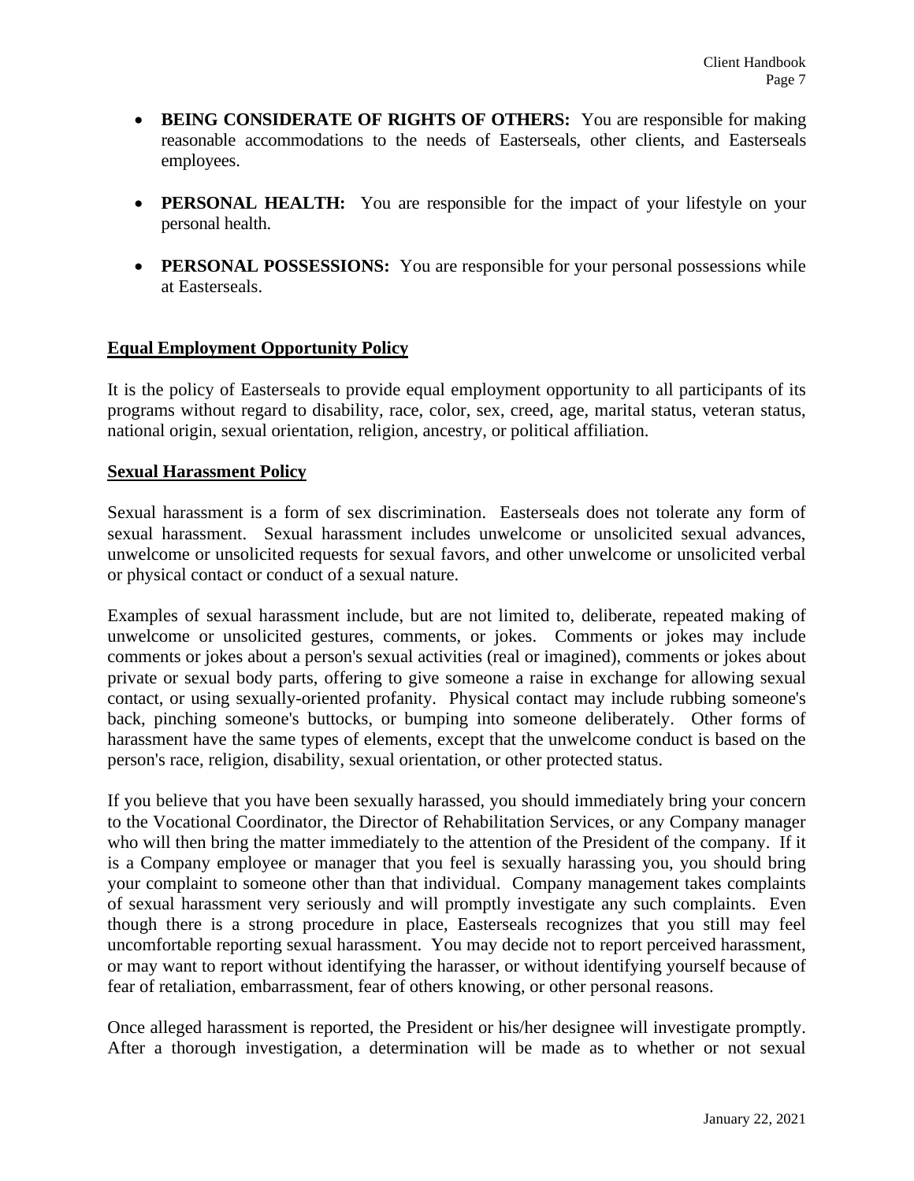- **BEING CONSIDERATE OF RIGHTS OF OTHERS:** You are responsible for making reasonable accommodations to the needs of Easterseals, other clients, and Easterseals employees.

- **PERSONAL HEALTH:** You are responsible for the impact of your lifestyle on your personal health.

- **PERSONAL POSSESSIONS:** You are responsible for your personal possessions while at Easterseals.

## Equal Employment Opportunity Policy

It is the policy of Easterseals to provide equal employment opportunity to all participants of its programs without regard to disability, race, color, sex, creed, age, marital status, veteran status, national origin, sexual orientation, religion, ancestry, or political affiliation.

## Sexual Harassment Policy

Sexual harassment is a form of sex discrimination. Easterseals does not tolerate any form of sexual harassment. Sexual harassment includes unwelcome or unsolicited sexual advances, unwelcome or unsolicited requests for sexual favors, and other unwelcome or unsolicited verbal or physical contact or conduct of a sexual nature.

Examples of sexual harassment include, but are not limited to, deliberate, repeated making of unwelcome or unsolicited gestures, comments, or jokes. Comments or jokes may include comments or jokes about a person's sexual activities (real or imagined), comments or jokes about private or sexual body parts, offering to give someone a raise in exchange for allowing sexual contact, or using sexually-oriented profanity. Physical contact may include rubbing someone's back, pinching someone's buttocks, or bumping into someone deliberately. Other forms of harassment have the same types of elements, except that the unwelcome conduct is based on the person's race, religion, disability, sexual orientation, or other protected status.

If you believe that you have been sexually harassed, you should immediately bring your concern to the Vocational Coordinator, the Director of Rehabilitation Services, or any Company manager who will then bring the matter immediately to the attention of the President of the company. If it is a Company employee or manager that you feel is sexually harassing you, you should bring your complaint to someone other than that individual. Company management takes complaints of sexual harassment very seriously and will promptly investigate any such complaints. Even though there is a strong procedure in place, Easterseals recognizes that you still may feel uncomfortable reporting sexual harassment. You may decide not to report perceived harassment, or may want to report without identifying the harasser, or without identifying yourself because of fear of retaliation, embarrassment, fear of others knowing, or other personal reasons.

Once alleged harassment is reported, the President or his/her designee will investigate promptly. After a thorough investigation, a determination will be made as to whether or not sexual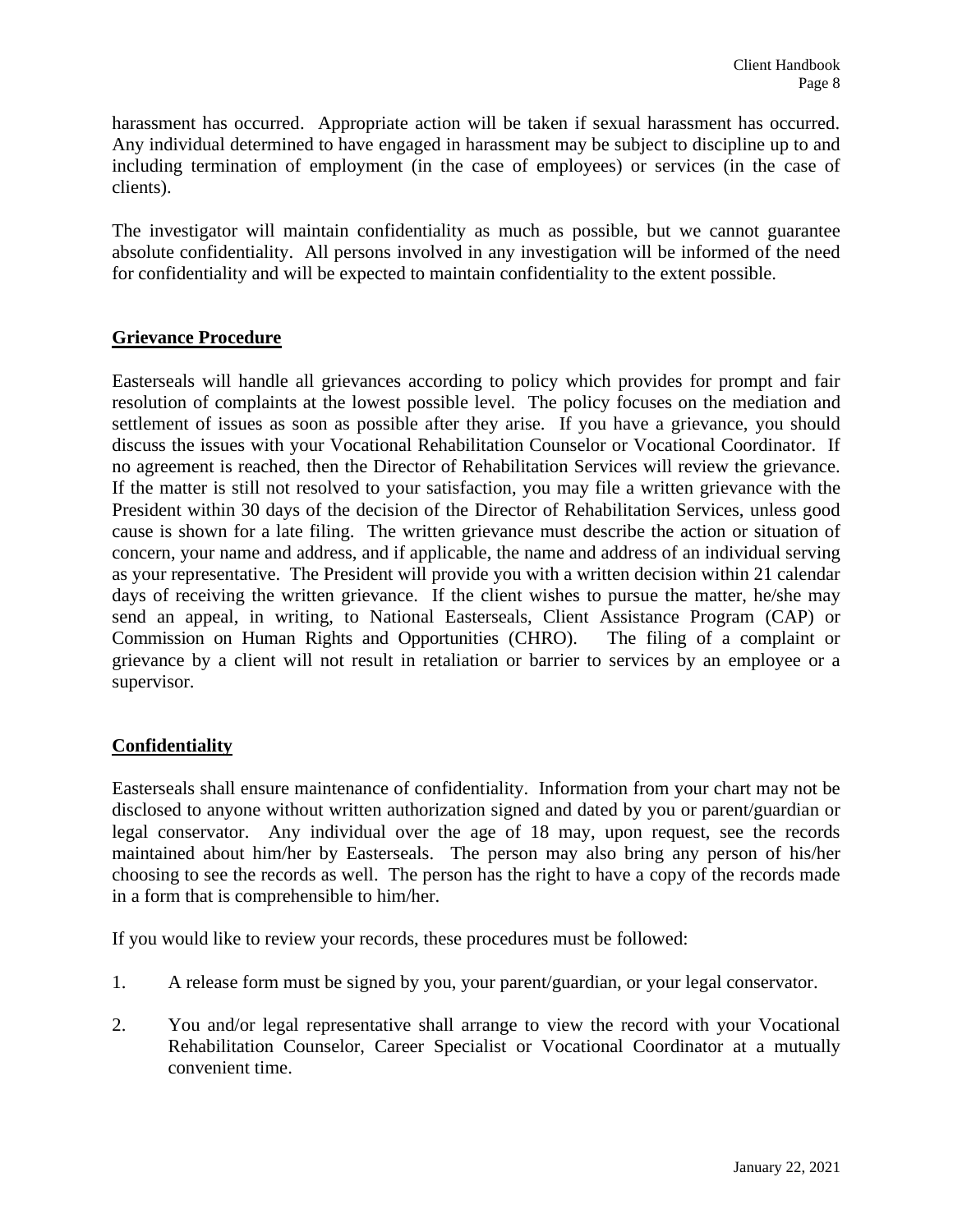harassment has occurred. Appropriate action will be taken if sexual harassment has occurred. Any individual determined to have engaged in harassment may be subject to discipline up to and including termination of employment (in the case of employees) or services (in the case of clients).

The investigator will maintain confidentiality as much as possible, but we cannot guarantee absolute confidentiality. All persons involved in any investigation will be informed of the need for confidentiality and will be expected to maintain confidentiality to the extent possible.

## Grievance Procedure

Easterseals will handle all grievances according to policy which provides for prompt and fair resolution of complaints at the lowest possible level. The policy focuses on the mediation and settlement of issues as soon as possible after they arise. If you have a grievance, you should discuss the issues with your Vocational Rehabilitation Counselor or Vocational Coordinator. If no agreement is reached, then the Director of Rehabilitation Services will review the grievance. If the matter is still not resolved to your satisfaction, you may file a written grievance with the President within 30 days of the decision of the Director of Rehabilitation Services, unless good cause is shown for a late filing. The written grievance must describe the action or situation of concern, your name and address, and if applicable, the name and address of an individual serving as your representative. The President will provide you with a written decision within 21 calendar days of receiving the written grievance. If the client wishes to pursue the matter, he/she may send an appeal, in writing, to National Easterseals, Client Assistance Program (CAP) or Commission on Human Rights and Opportunities (CHRO). The filing of a complaint or grievance by a client will not result in retaliation or barrier to services by an employee or a supervisor.

## Confidentiality

Easterseals shall ensure maintenance of confidentiality. Information from your chart may not be disclosed to anyone without written authorization signed and dated by you or parent/guardian or legal conservator. Any individual over the age of 18 may, upon request, see the records maintained about him/her by Easterseals. The person may also bring any person of his/her choosing to see the records as well. The person has the right to have a copy of the records made in a form that is comprehensible to him/her.

If you would like to review your records, these procedures must be followed:

1. A release form must be signed by you, your parent/guardian, or your legal conservator.

2. You and/or legal representative shall arrange to view the record with your Vocational Rehabilitation Counselor, Career Specialist or Vocational Coordinator at a mutually convenient time.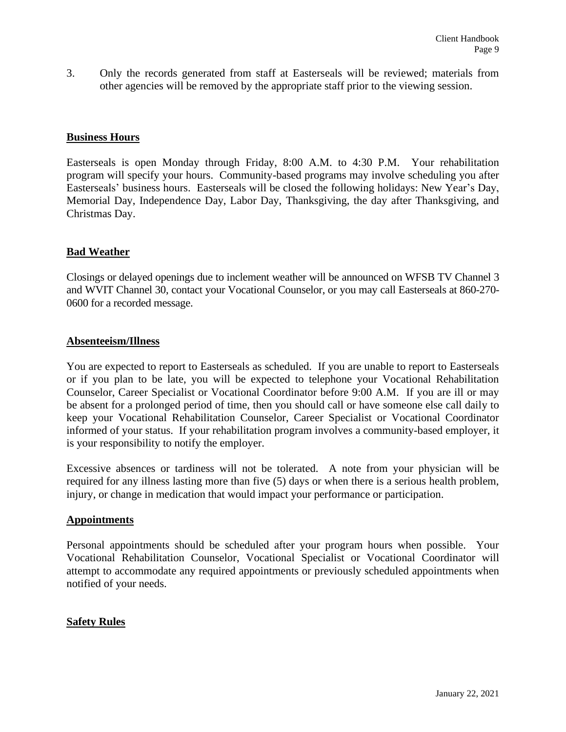3. Only the records generated from staff at Easterseals will be reviewed; materials from other agencies will be removed by the appropriate staff prior to the viewing session.

## Business Hours

Easterseals is open Monday through Friday, 8:00 A.M. to 4:30 P.M. Your rehabilitation program will specify your hours. Community-based programs may involve scheduling you after Easterseals' business hours. Easterseals will be closed the following holidays: New Year's Day, Memorial Day, Independence Day, Labor Day, Thanksgiving, the day after Thanksgiving, and Christmas Day.

## Bad Weather

Closings or delayed openings due to inclement weather will be announced on WFSB TV Channel 3 and WVIT Channel 30, contact your Vocational Counselor, or you may call Easterseals at 860-270-0600 for a recorded message.

## Absenteeism/Illness

You are expected to report to Easterseals as scheduled. If you are unable to report to Easterseals or if you plan to be late, you will be expected to telephone your Vocational Rehabilitation Counselor, Career Specialist or Vocational Coordinator before 9:00 A.M. If you are ill or may be absent for a prolonged period of time, then you should call or have someone else call daily to keep your Vocational Rehabilitation Counselor, Career Specialist or Vocational Coordinator informed of your status. If your rehabilitation program involves a community-based employer, it is your responsibility to notify the employer.

Excessive absences or tardiness will not be tolerated. A note from your physician will be required for any illness lasting more than five (5) days or when there is a serious health problem, injury, or change in medication that would impact your performance or participation.

## Appointments

Personal appointments should be scheduled after your program hours when possible. Your Vocational Rehabilitation Counselor, Vocational Specialist or Vocational Coordinator will attempt to accommodate any required appointments or previously scheduled appointments when notified of your needs.

## Safety Rules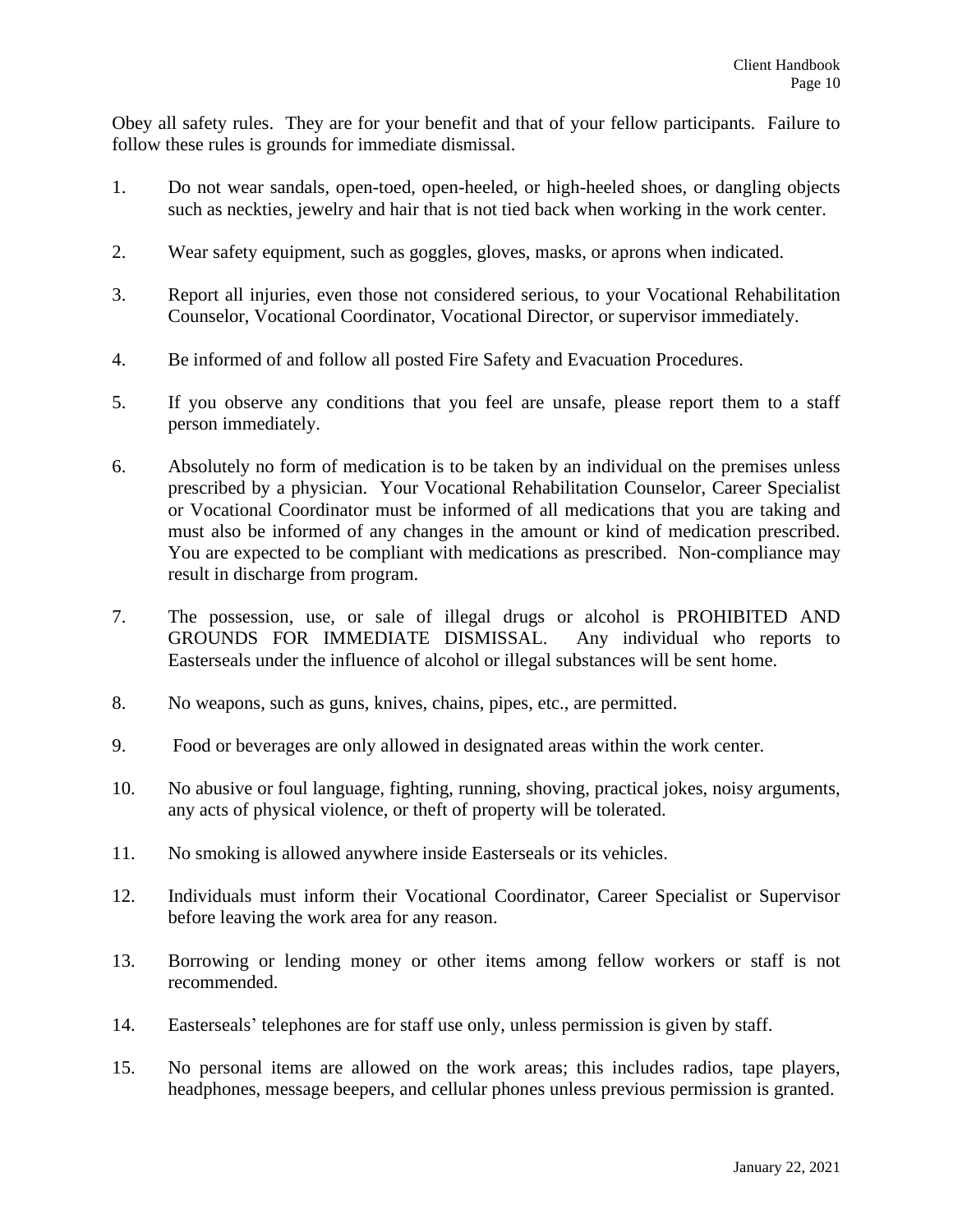Obey all safety rules. They are for your benefit and that of your fellow participants. Failure to follow these rules is grounds for immediate dismissal.

1. Do not wear sandals, open-toed, open-heeled, or high-heeled shoes, or dangling objects such as neckties, jewelry and hair that is not tied back when working in the work center.

2. Wear safety equipment, such as goggles, gloves, masks, or aprons when indicated.

3. Report all injuries, even those not considered serious, to your Vocational Rehabilitation Counselor, Vocational Coordinator, Vocational Director, or supervisor immediately.

4. Be informed of and follow all posted Fire Safety and Evacuation Procedures.

5. If you observe any conditions that you feel are unsafe, please report them to a staff person immediately.

6. Absolutely no form of medication is to be taken by an individual on the premises unless prescribed by a physician. Your Vocational Rehabilitation Counselor, Career Specialist or Vocational Coordinator must be informed of all medications that you are taking and must also be informed of any changes in the amount or kind of medication prescribed. You are expected to be compliant with medications as prescribed. Non-compliance may result in discharge from program.

7. The possession, use, or sale of illegal drugs or alcohol is PROHIBITED AND GROUNDS FOR IMMEDIATE DISMISSAL. Any individual who reports to Easterseals under the influence of alcohol or illegal substances will be sent home.

8. No weapons, such as guns, knives, chains, pipes, etc., are permitted.

9. Food or beverages are only allowed in designated areas within the work center.

10. No abusive or foul language, fighting, running, shoving, practical jokes, noisy arguments, any acts of physical violence, or theft of property will be tolerated.

11. No smoking is allowed anywhere inside Easterseals or its vehicles.

12. Individuals must inform their Vocational Coordinator, Career Specialist or Supervisor before leaving the work area for any reason.

13. Borrowing or lending money or other items among fellow workers or staff is not recommended.

14. Easterseals' telephones are for staff use only, unless permission is given by staff.

15. No personal items are allowed on the work areas; this includes radios, tape players, headphones, message beepers, and cellular phones unless previous permission is granted.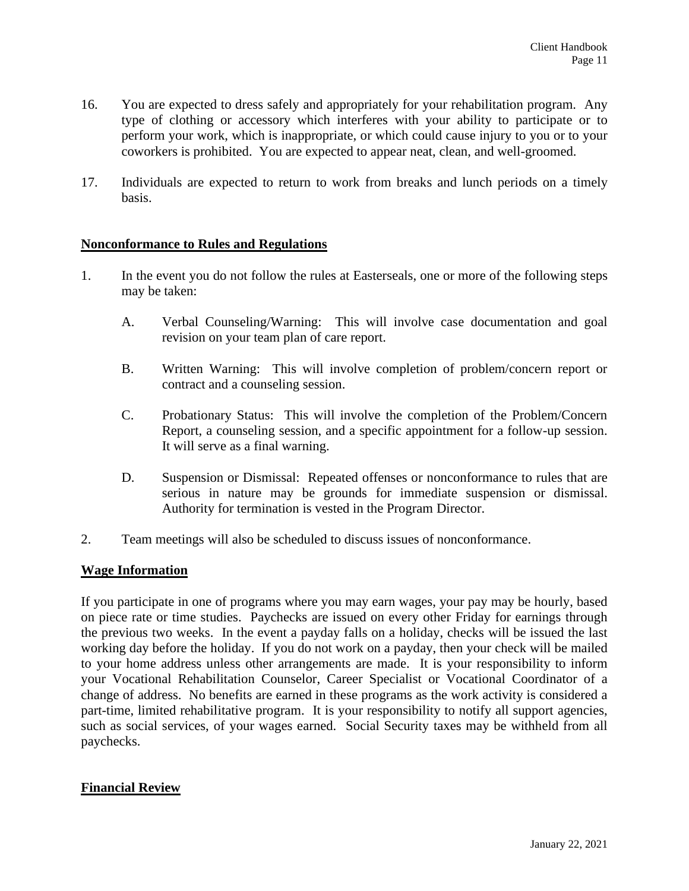16. You are expected to dress safely and appropriately for your rehabilitation program. Any type of clothing or accessory which interferes with your ability to participate or to perform your work, which is inappropriate, or which could cause injury to you or to your coworkers is prohibited. You are expected to appear neat, clean, and well-groomed.

17. Individuals are expected to return to work from breaks and lunch periods on a timely basis.

## Nonconformance to Rules and Regulations

1. In the event you do not follow the rules at Easterseals, one or more of the following steps may be taken:

   A. Verbal Counseling/Warning: This will involve case documentation and goal revision on your team plan of care report.

   B. Written Warning: This will involve completion of problem/concern report or contract and a counseling session.

   C. Probationary Status: This will involve the completion of the Problem/Concern Report, a counseling session, and a specific appointment for a follow-up session. It will serve as a final warning.

   D. Suspension or Dismissal: Repeated offenses or nonconformance to rules that are serious in nature may be grounds for immediate suspension or dismissal. Authority for termination is vested in the Program Director.

2. Team meetings will also be scheduled to discuss issues of nonconformance.

## Wage Information

If you participate in one of programs where you may earn wages, your pay may be hourly, based on piece rate or time studies. Paychecks are issued on every other Friday for earnings through the previous two weeks. In the event a payday falls on a holiday, checks will be issued the last working day before the holiday. If you do not work on a payday, then your check will be mailed to your home address unless other arrangements are made. It is your responsibility to inform your Vocational Rehabilitation Counselor, Career Specialist or Vocational Coordinator of a change of address. No benefits are earned in these programs as the work activity is considered a part-time, limited rehabilitative program. It is your responsibility to notify all support agencies, such as social services, of your wages earned. Social Security taxes may be withheld from all paychecks.

## Financial Review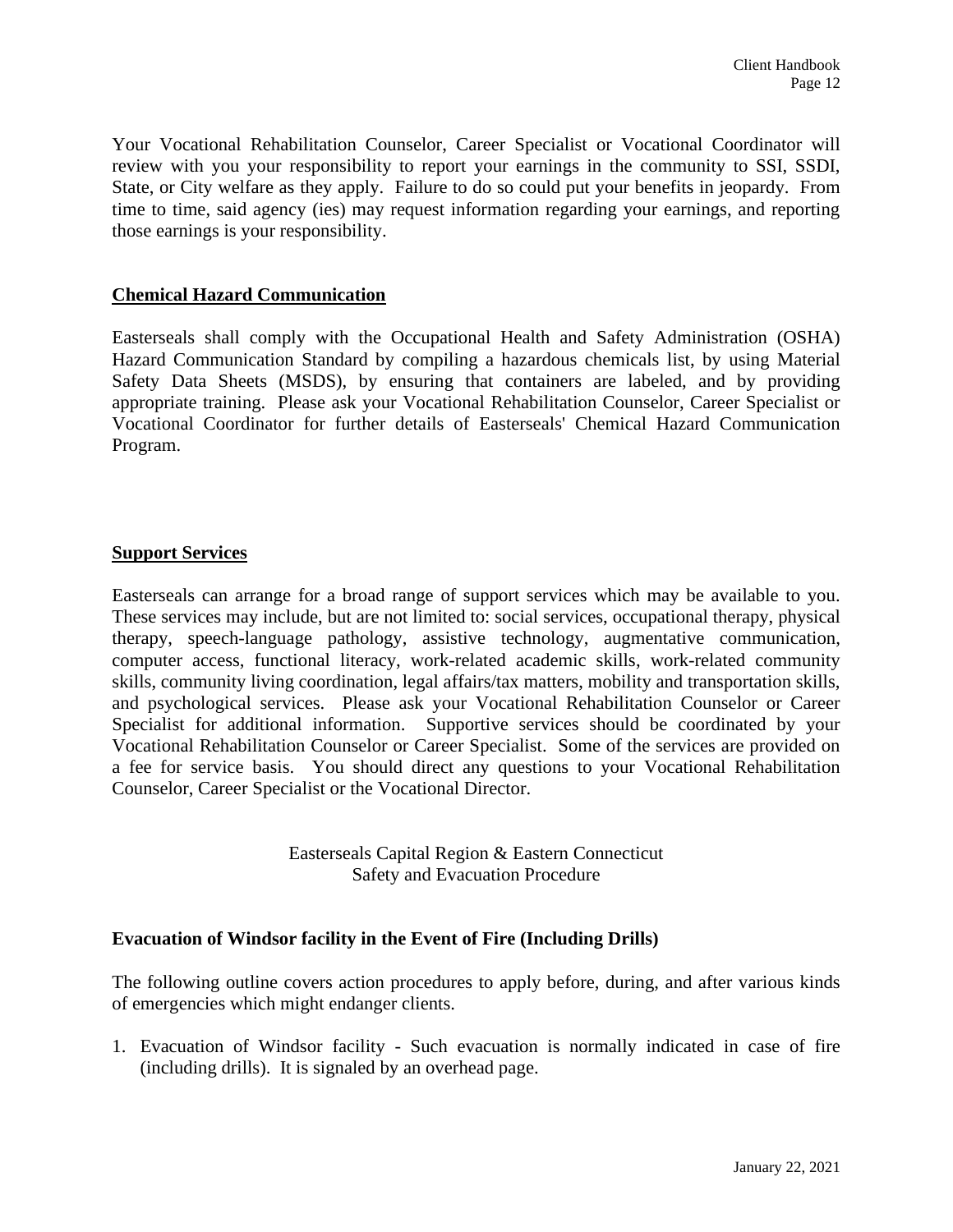Your Vocational Rehabilitation Counselor, Career Specialist or Vocational Coordinator will review with you your responsibility to report your earnings in the community to SSI, SSDI, State, or City welfare as they apply. Failure to do so could put your benefits in jeopardy. From time to time, said agency (ies) may request information regarding your earnings, and reporting those earnings is your responsibility.

## Chemical Hazard Communication

Easterseals shall comply with the Occupational Health and Safety Administration (OSHA) Hazard Communication Standard by compiling a hazardous chemicals list, by using Material Safety Data Sheets (MSDS), by ensuring that containers are labeled, and by providing appropriate training. Please ask your Vocational Rehabilitation Counselor, Career Specialist or Vocational Coordinator for further details of Easterseals' Chemical Hazard Communication Program.

## Support Services

Easterseals can arrange for a broad range of support services which may be available to you. These services may include, but are not limited to: social services, occupational therapy, physical therapy, speech-language pathology, assistive technology, augmentative communication, computer access, functional literacy, work-related academic skills, work-related community skills, community living coordination, legal affairs/tax matters, mobility and transportation skills, and psychological services. Please ask your Vocational Rehabilitation Counselor or Career Specialist for additional information. Supportive services should be coordinated by your Vocational Rehabilitation Counselor or Career Specialist. Some of the services are provided on a fee for service basis. You should direct any questions to your Vocational Rehabilitation Counselor, Career Specialist or the Vocational Director.

Easterseals Capital Region & Eastern Connecticut
Safety and Evacuation Procedure

### Evacuation of Windsor facility in the Event of Fire (Including Drills)

The following outline covers action procedures to apply before, during, and after various kinds of emergencies which might endanger clients.

1. Evacuation of Windsor facility - Such evacuation is normally indicated in case of fire (including drills). It is signaled by an overhead page.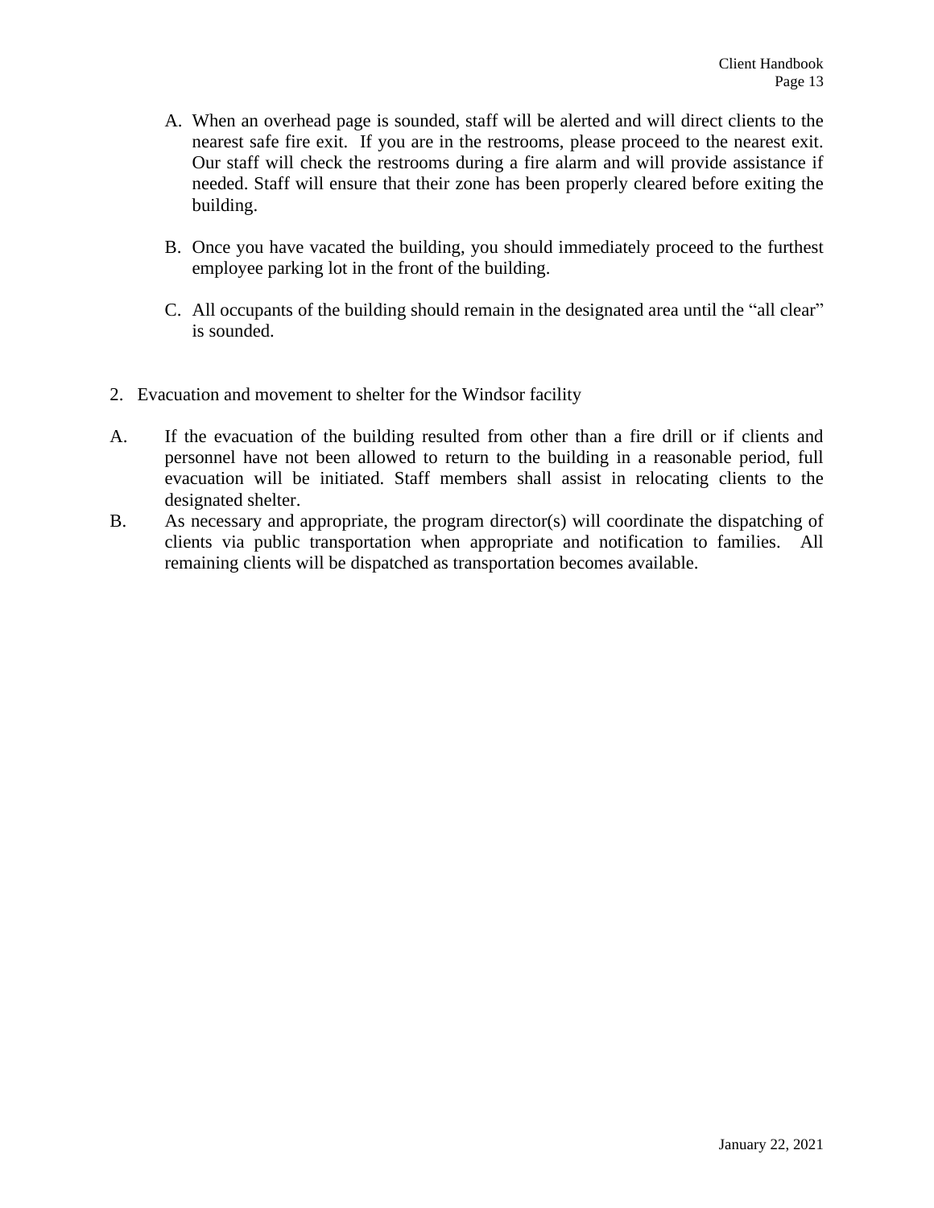A. When an overhead page is sounded, staff will be alerted and will direct clients to the nearest safe fire exit. If you are in the restrooms, please proceed to the nearest exit. Our staff will check the restrooms during a fire alarm and will provide assistance if needed. Staff will ensure that their zone has been properly cleared before exiting the building.

B. Once you have vacated the building, you should immediately proceed to the furthest employee parking lot in the front of the building.

C. All occupants of the building should remain in the designated area until the "all clear" is sounded.

2. Evacuation and movement to shelter for the Windsor facility

A. If the evacuation of the building resulted from other than a fire drill or if clients and personnel have not been allowed to return to the building in a reasonable period, full evacuation will be initiated. Staff members shall assist in relocating clients to the designated shelter.

B. As necessary and appropriate, the program director(s) will coordinate the dispatching of clients via public transportation when appropriate and notification to families. All remaining clients will be dispatched as transportation becomes available.